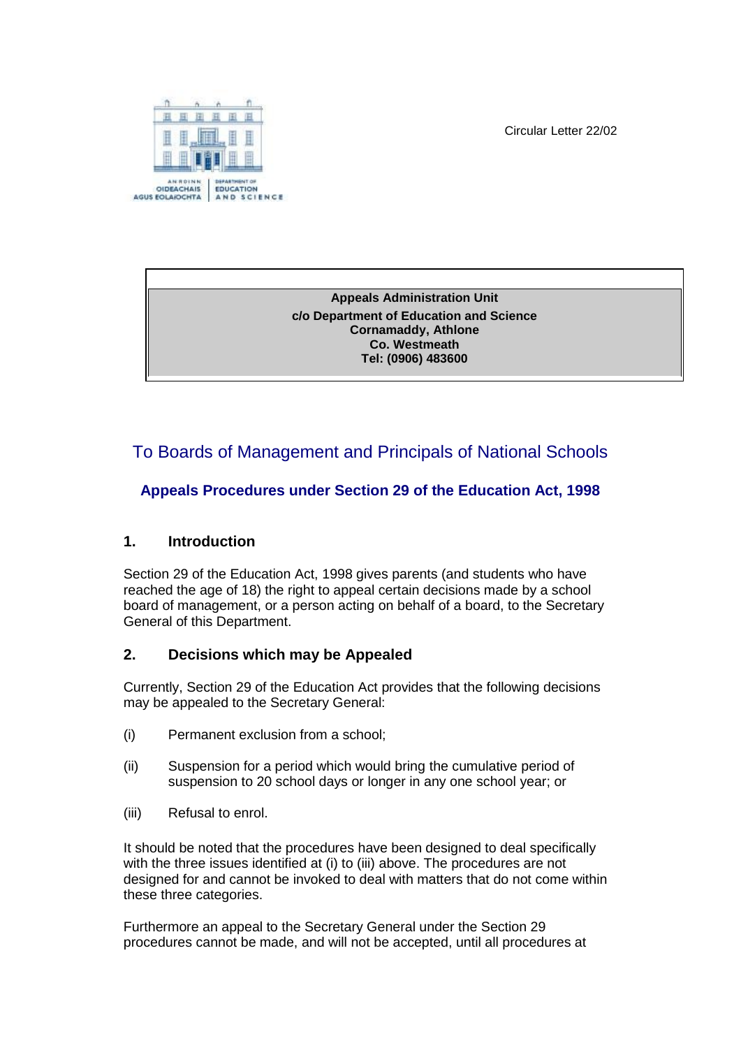Circular Letter 22/02

**Appeals Administration Unit**
**c/o Department of Education and Science**
**Cornamaddy, Athlone**
**Co. Westmeath**
**Tel: (0906) 483600**

# To Boards of Management and Principals of National Schools

## Appeals Procedures under Section 29 of the Education Act, 1998

### 1. Introduction

Section 29 of the Education Act, 1998 gives parents (and students who have reached the age of 18) the right to appeal certain decisions made by a school board of management, or a person acting on behalf of a board, to the Secretary General of this Department.

### 2. Decisions which may be Appealed

Currently, Section 29 of the Education Act provides that the following decisions may be appealed to the Secretary General:

(i) Permanent exclusion from a school;

(ii) Suspension for a period which would bring the cumulative period of suspension to 20 school days or longer in any one school year; or

(iii) Refusal to enrol.

It should be noted that the procedures have been designed to deal specifically with the three issues identified at (i) to (iii) above. The procedures are not designed for and cannot be invoked to deal with matters that do not come within these three categories.

Furthermore an appeal to the Secretary General under the Section 29 procedures cannot be made, and will not be accepted, until all procedures at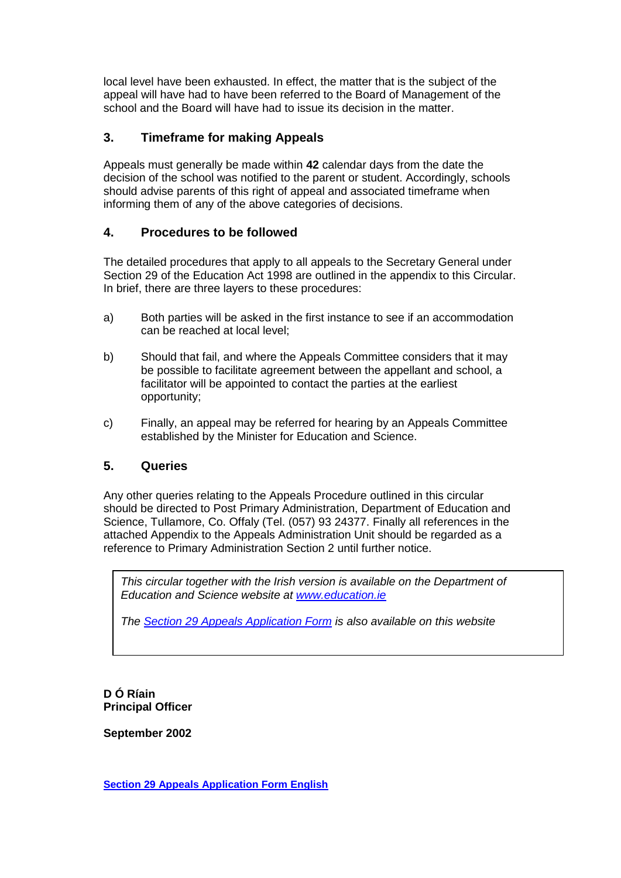local level have been exhausted. In effect, the matter that is the subject of the appeal will have had to have been referred to the Board of Management of the school and the Board will have had to issue its decision in the matter.

## 3. Timeframe for making Appeals

Appeals must generally be made within **42** calendar days from the date the decision of the school was notified to the parent or student. Accordingly, schools should advise parents of this right of appeal and associated timeframe when informing them of any of the above categories of decisions.

## 4. Procedures to be followed

The detailed procedures that apply to all appeals to the Secretary General under Section 29 of the Education Act 1998 are outlined in the appendix to this Circular. In brief, there are three layers to these procedures:

a) Both parties will be asked in the first instance to see if an accommodation can be reached at local level;

b) Should that fail, and where the Appeals Committee considers that it may be possible to facilitate agreement between the appellant and school, a facilitator will be appointed to contact the parties at the earliest opportunity;

c) Finally, an appeal may be referred for hearing by an Appeals Committee established by the Minister for Education and Science.

## 5. Queries

Any other queries relating to the Appeals Procedure outlined in this circular should be directed to Post Primary Administration, Department of Education and Science, Tullamore, Co. Offaly (Tel. (057) 93 24377. Finally all references in the attached Appendix to the Appeals Administration Unit should be regarded as a reference to Primary Administration Section 2 until further notice.

*This circular together with the Irish version is available on the Department of Education and Science website at www.education.ie*

*The Section 29 Appeals Application Form is also available on this website*

**D Ó Ríain**
**Principal Officer**

**September 2002**

**Section 29 Appeals Application Form English**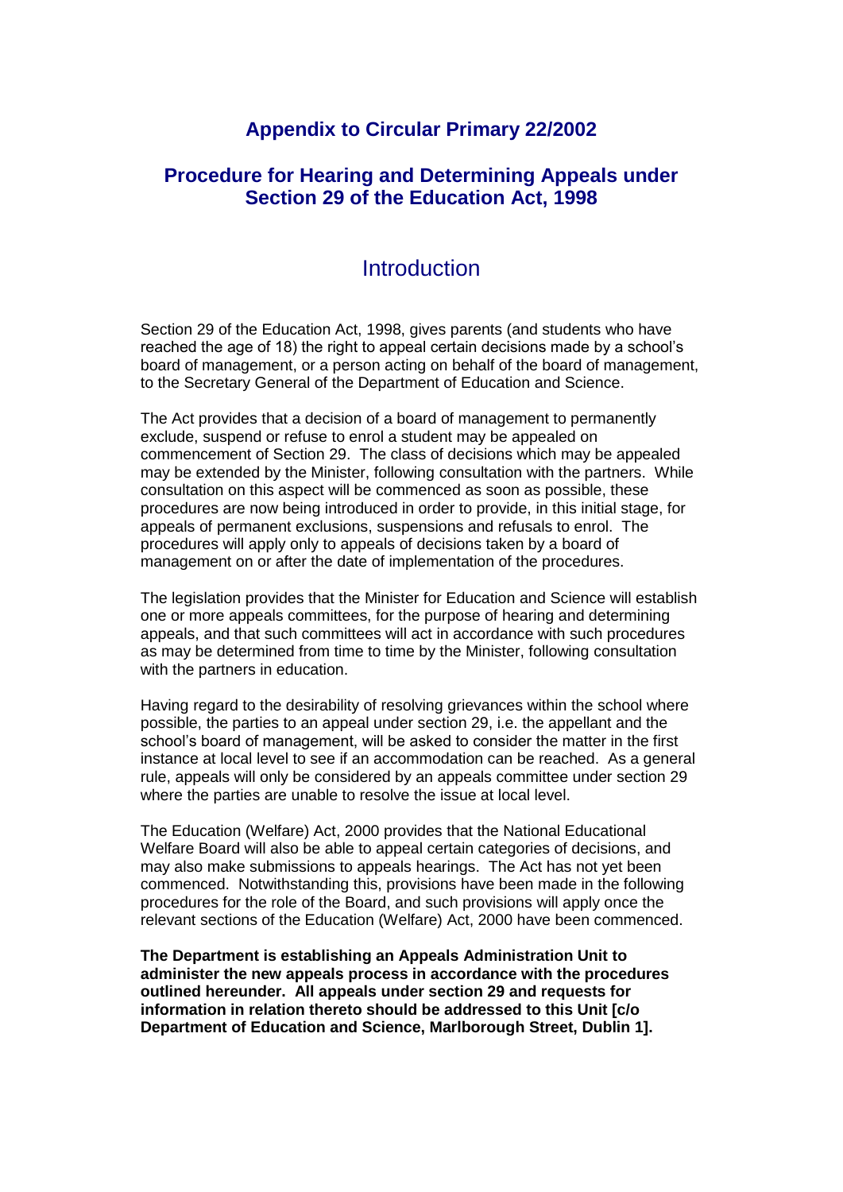## Appendix to Circular Primary 22/2002

## Procedure for Hearing and Determining Appeals under Section 29 of the Education Act, 1998

# Introduction

Section 29 of the Education Act, 1998, gives parents (and students who have reached the age of 18) the right to appeal certain decisions made by a school's board of management, or a person acting on behalf of the board of management, to the Secretary General of the Department of Education and Science.

The Act provides that a decision of a board of management to permanently exclude, suspend or refuse to enrol a student may be appealed on commencement of Section 29. The class of decisions which may be appealed may be extended by the Minister, following consultation with the partners. While consultation on this aspect will be commenced as soon as possible, these procedures are now being introduced in order to provide, in this initial stage, for appeals of permanent exclusions, suspensions and refusals to enrol. The procedures will apply only to appeals of decisions taken by a board of management on or after the date of implementation of the procedures.

The legislation provides that the Minister for Education and Science will establish one or more appeals committees, for the purpose of hearing and determining appeals, and that such committees will act in accordance with such procedures as may be determined from time to time by the Minister, following consultation with the partners in education.

Having regard to the desirability of resolving grievances within the school where possible, the parties to an appeal under section 29, i.e. the appellant and the school's board of management, will be asked to consider the matter in the first instance at local level to see if an accommodation can be reached. As a general rule, appeals will only be considered by an appeals committee under section 29 where the parties are unable to resolve the issue at local level.

The Education (Welfare) Act, 2000 provides that the National Educational Welfare Board will also be able to appeal certain categories of decisions, and may also make submissions to appeals hearings. The Act has not yet been commenced. Notwithstanding this, provisions have been made in the following procedures for the role of the Board, and such provisions will apply once the relevant sections of the Education (Welfare) Act, 2000 have been commenced.

**The Department is establishing an Appeals Administration Unit to administer the new appeals process in accordance with the procedures outlined hereunder. All appeals under section 29 and requests for information in relation thereto should be addressed to this Unit [c/o Department of Education and Science, Marlborough Street, Dublin 1].**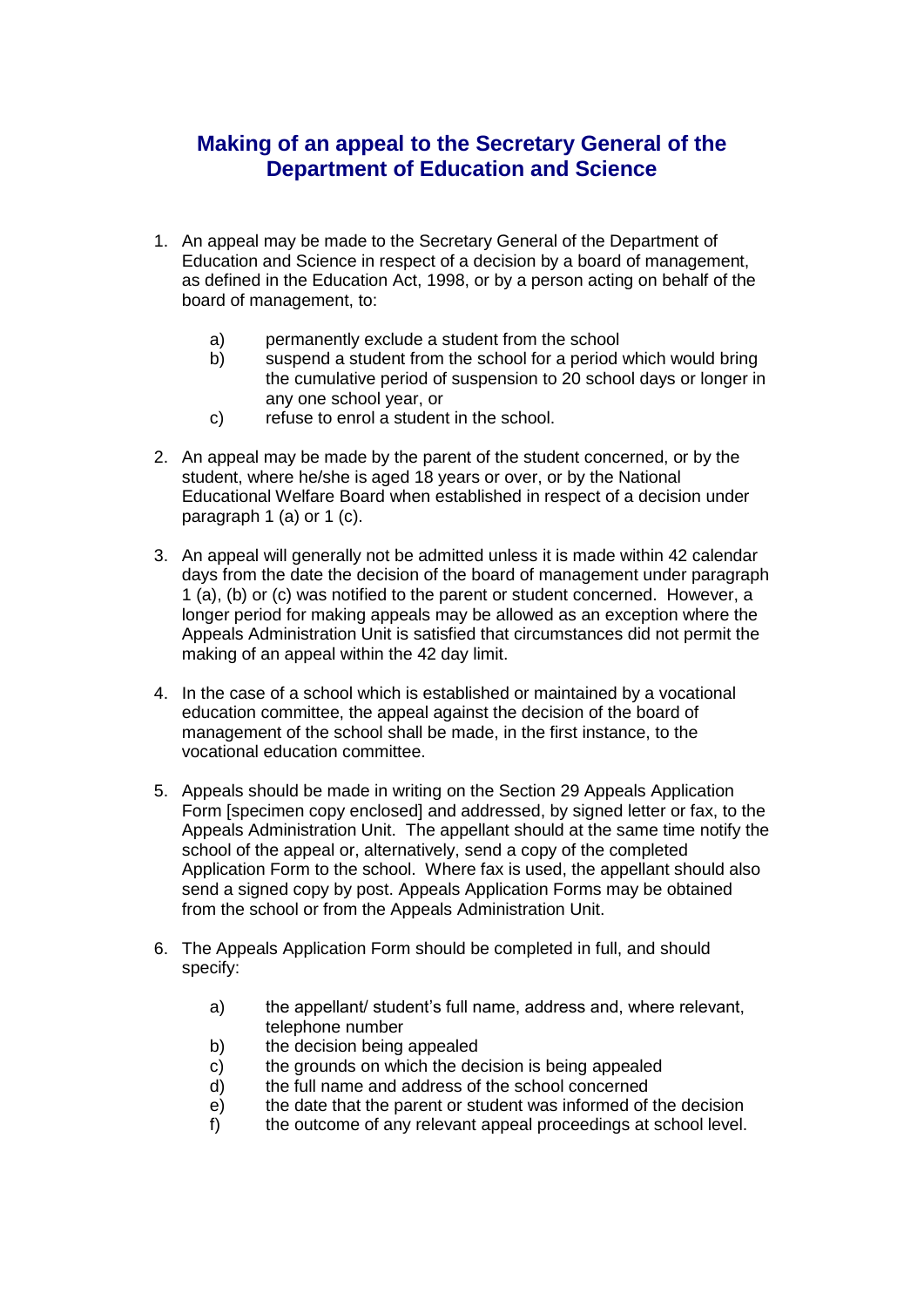## Making of an appeal to the Secretary General of the Department of Education and Science

1. An appeal may be made to the Secretary General of the Department of Education and Science in respect of a decision by a board of management, as defined in the Education Act, 1998, or by a person acting on behalf of the board of management, to:

   a) permanently exclude a student from the school
   b) suspend a student from the school for a period which would bring the cumulative period of suspension to 20 school days or longer in any one school year, or
   c) refuse to enrol a student in the school.

2. An appeal may be made by the parent of the student concerned, or by the student, where he/she is aged 18 years or over, or by the National Educational Welfare Board when established in respect of a decision under paragraph 1 (a) or 1 (c).

3. An appeal will generally not be admitted unless it is made within 42 calendar days from the date the decision of the board of management under paragraph 1 (a), (b) or (c) was notified to the parent or student concerned. However, a longer period for making appeals may be allowed as an exception where the Appeals Administration Unit is satisfied that circumstances did not permit the making of an appeal within the 42 day limit.

4. In the case of a school which is established or maintained by a vocational education committee, the appeal against the decision of the board of management of the school shall be made, in the first instance, to the vocational education committee.

5. Appeals should be made in writing on the Section 29 Appeals Application Form [specimen copy enclosed] and addressed, by signed letter or fax, to the Appeals Administration Unit. The appellant should at the same time notify the school of the appeal or, alternatively, send a copy of the completed Application Form to the school. Where fax is used, the appellant should also send a signed copy by post. Appeals Application Forms may be obtained from the school or from the Appeals Administration Unit.

6. The Appeals Application Form should be completed in full, and should specify:

   a) the appellant/ student's full name, address and, where relevant, telephone number
   b) the decision being appealed
   c) the grounds on which the decision is being appealed
   d) the full name and address of the school concerned
   e) the date that the parent or student was informed of the decision
   f) the outcome of any relevant appeal proceedings at school level.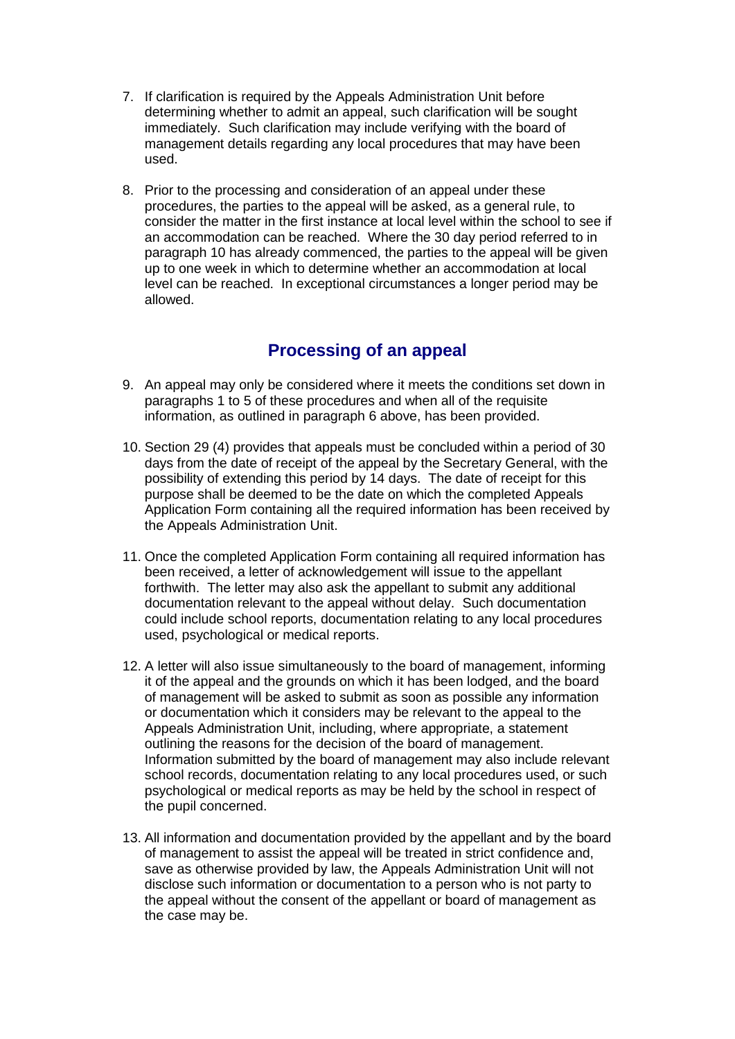7. If clarification is required by the Appeals Administration Unit before determining whether to admit an appeal, such clarification will be sought immediately. Such clarification may include verifying with the board of management details regarding any local procedures that may have been used.

8. Prior to the processing and consideration of an appeal under these procedures, the parties to the appeal will be asked, as a general rule, to consider the matter in the first instance at local level within the school to see if an accommodation can be reached. Where the 30 day period referred to in paragraph 10 has already commenced, the parties to the appeal will be given up to one week in which to determine whether an accommodation at local level can be reached. In exceptional circumstances a longer period may be allowed.

## Processing of an appeal

9. An appeal may only be considered where it meets the conditions set down in paragraphs 1 to 5 of these procedures and when all of the requisite information, as outlined in paragraph 6 above, has been provided.

10. Section 29 (4) provides that appeals must be concluded within a period of 30 days from the date of receipt of the appeal by the Secretary General, with the possibility of extending this period by 14 days. The date of receipt for this purpose shall be deemed to be the date on which the completed Appeals Application Form containing all the required information has been received by the Appeals Administration Unit.

11. Once the completed Application Form containing all required information has been received, a letter of acknowledgement will issue to the appellant forthwith. The letter may also ask the appellant to submit any additional documentation relevant to the appeal without delay. Such documentation could include school reports, documentation relating to any local procedures used, psychological or medical reports.

12. A letter will also issue simultaneously to the board of management, informing it of the appeal and the grounds on which it has been lodged, and the board of management will be asked to submit as soon as possible any information or documentation which it considers may be relevant to the appeal to the Appeals Administration Unit, including, where appropriate, a statement outlining the reasons for the decision of the board of management. Information submitted by the board of management may also include relevant school records, documentation relating to any local procedures used, or such psychological or medical reports as may be held by the school in respect of the pupil concerned.

13. All information and documentation provided by the appellant and by the board of management to assist the appeal will be treated in strict confidence and, save as otherwise provided by law, the Appeals Administration Unit will not disclose such information or documentation to a person who is not party to the appeal without the consent of the appellant or board of management as the case may be.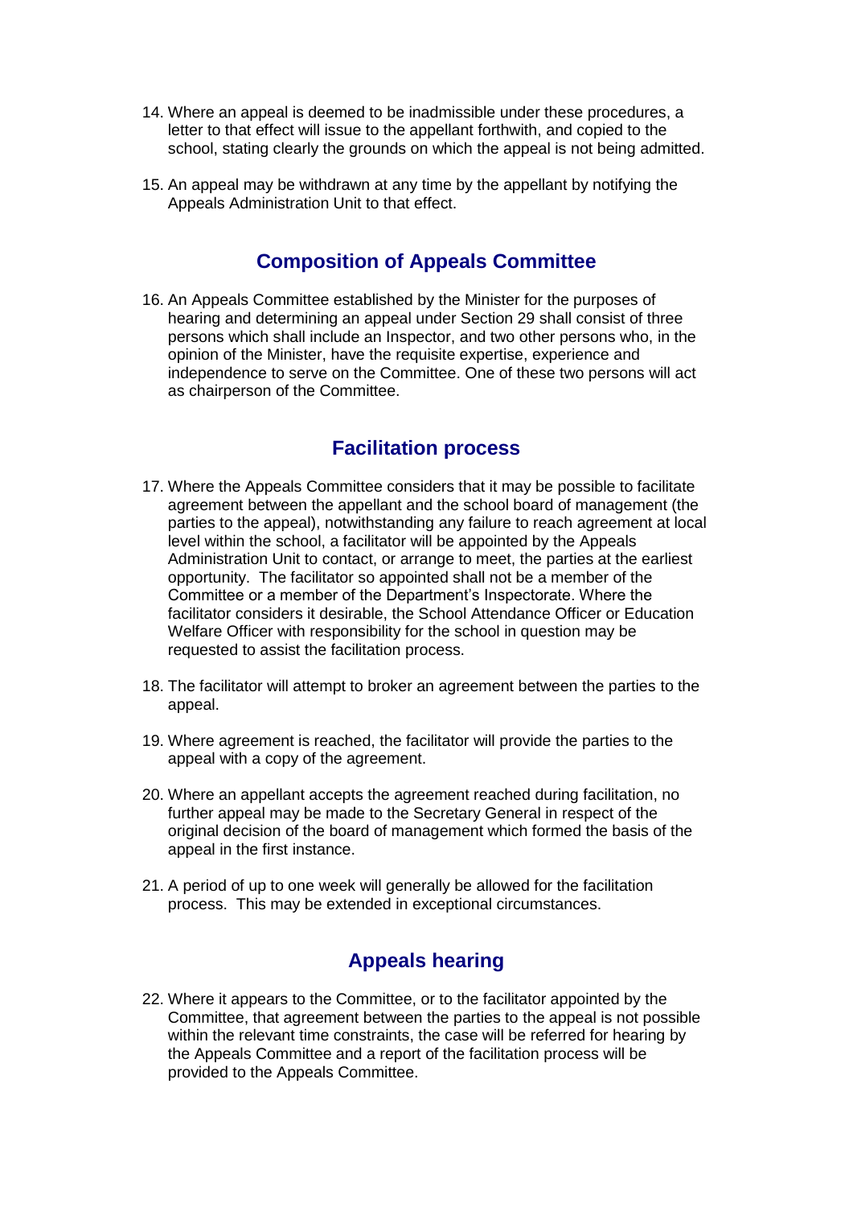14. Where an appeal is deemed to be inadmissible under these procedures, a letter to that effect will issue to the appellant forthwith, and copied to the school, stating clearly the grounds on which the appeal is not being admitted.

15. An appeal may be withdrawn at any time by the appellant by notifying the Appeals Administration Unit to that effect.

## Composition of Appeals Committee

16. An Appeals Committee established by the Minister for the purposes of hearing and determining an appeal under Section 29 shall consist of three persons which shall include an Inspector, and two other persons who, in the opinion of the Minister, have the requisite expertise, experience and independence to serve on the Committee. One of these two persons will act as chairperson of the Committee.

## Facilitation process

17. Where the Appeals Committee considers that it may be possible to facilitate agreement between the appellant and the school board of management (the parties to the appeal), notwithstanding any failure to reach agreement at local level within the school, a facilitator will be appointed by the Appeals Administration Unit to contact, or arrange to meet, the parties at the earliest opportunity. The facilitator so appointed shall not be a member of the Committee or a member of the Department's Inspectorate. Where the facilitator considers it desirable, the School Attendance Officer or Education Welfare Officer with responsibility for the school in question may be requested to assist the facilitation process.

18. The facilitator will attempt to broker an agreement between the parties to the appeal.

19. Where agreement is reached, the facilitator will provide the parties to the appeal with a copy of the agreement.

20. Where an appellant accepts the agreement reached during facilitation, no further appeal may be made to the Secretary General in respect of the original decision of the board of management which formed the basis of the appeal in the first instance.

21. A period of up to one week will generally be allowed for the facilitation process. This may be extended in exceptional circumstances.

## Appeals hearing

22. Where it appears to the Committee, or to the facilitator appointed by the Committee, that agreement between the parties to the appeal is not possible within the relevant time constraints, the case will be referred for hearing by the Appeals Committee and a report of the facilitation process will be provided to the Appeals Committee.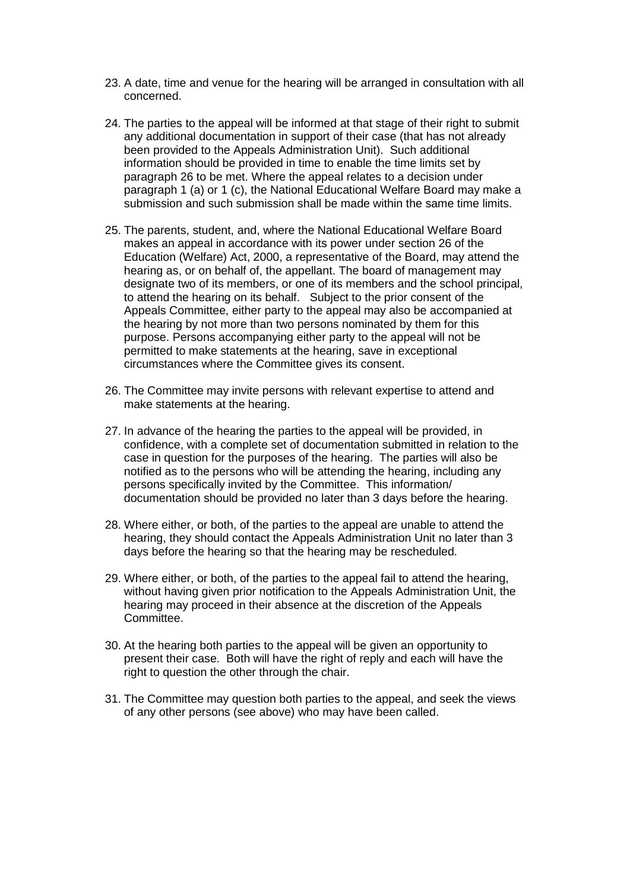23. A date, time and venue for the hearing will be arranged in consultation with all concerned.

24. The parties to the appeal will be informed at that stage of their right to submit any additional documentation in support of their case (that has not already been provided to the Appeals Administration Unit). Such additional information should be provided in time to enable the time limits set by paragraph 26 to be met. Where the appeal relates to a decision under paragraph 1 (a) or 1 (c), the National Educational Welfare Board may make a submission and such submission shall be made within the same time limits.

25. The parents, student, and, where the National Educational Welfare Board makes an appeal in accordance with its power under section 26 of the Education (Welfare) Act, 2000, a representative of the Board, may attend the hearing as, or on behalf of, the appellant. The board of management may designate two of its members, or one of its members and the school principal, to attend the hearing on its behalf. Subject to the prior consent of the Appeals Committee, either party to the appeal may also be accompanied at the hearing by not more than two persons nominated by them for this purpose. Persons accompanying either party to the appeal will not be permitted to make statements at the hearing, save in exceptional circumstances where the Committee gives its consent.

26. The Committee may invite persons with relevant expertise to attend and make statements at the hearing.

27. In advance of the hearing the parties to the appeal will be provided, in confidence, with a complete set of documentation submitted in relation to the case in question for the purposes of the hearing. The parties will also be notified as to the persons who will be attending the hearing, including any persons specifically invited by the Committee. This information/ documentation should be provided no later than 3 days before the hearing.

28. Where either, or both, of the parties to the appeal are unable to attend the hearing, they should contact the Appeals Administration Unit no later than 3 days before the hearing so that the hearing may be rescheduled.

29. Where either, or both, of the parties to the appeal fail to attend the hearing, without having given prior notification to the Appeals Administration Unit, the hearing may proceed in their absence at the discretion of the Appeals Committee.

30. At the hearing both parties to the appeal will be given an opportunity to present their case. Both will have the right of reply and each will have the right to question the other through the chair.

31. The Committee may question both parties to the appeal, and seek the views of any other persons (see above) who may have been called.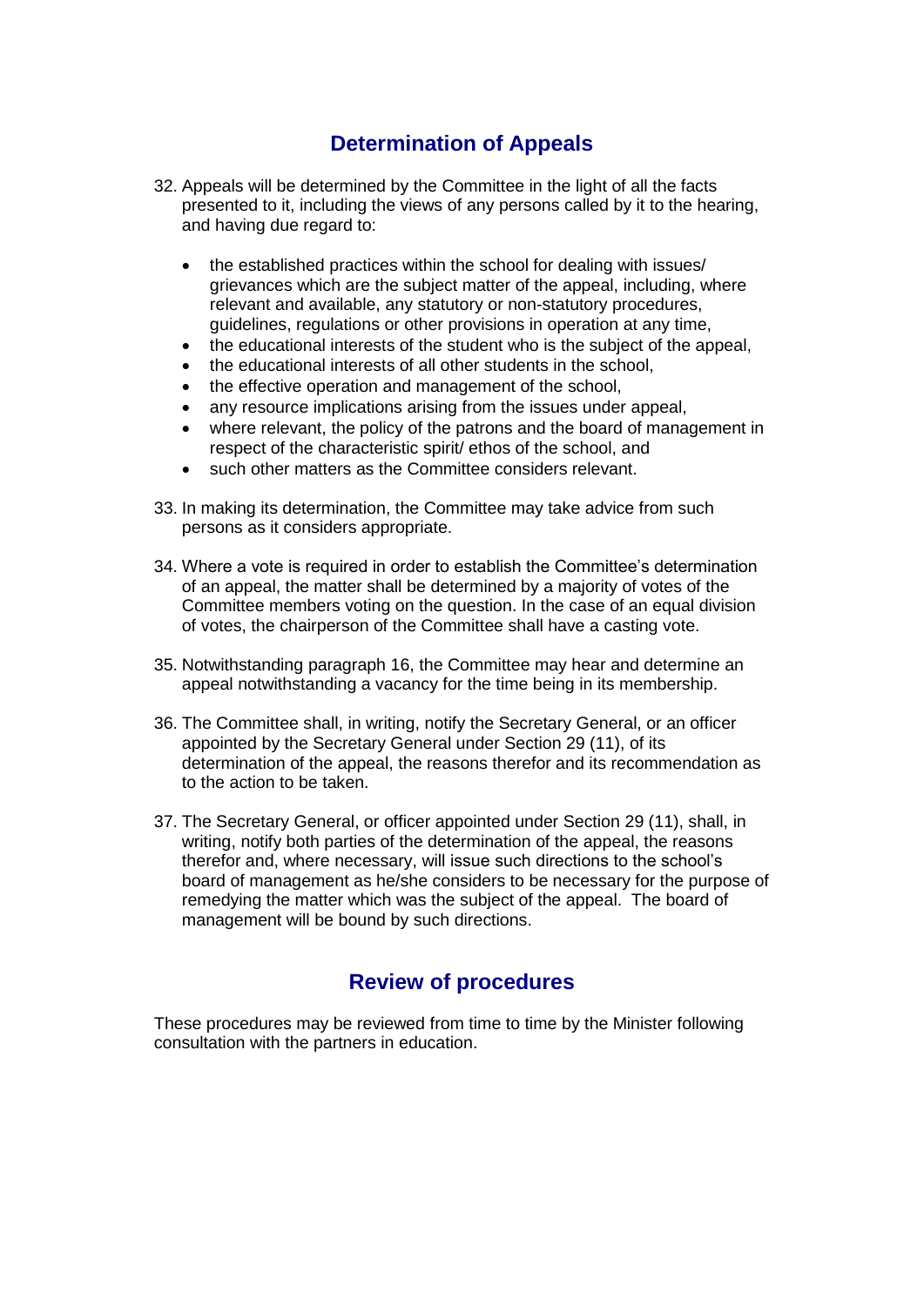## Determination of Appeals

32. Appeals will be determined by the Committee in the light of all the facts presented to it, including the views of any persons called by it to the hearing, and having due regard to:

    - the established practices within the school for dealing with issues/ grievances which are the subject matter of the appeal, including, where relevant and available, any statutory or non-statutory procedures, guidelines, regulations or other provisions in operation at any time,
    - the educational interests of the student who is the subject of the appeal,
    - the educational interests of all other students in the school,
    - the effective operation and management of the school,
    - any resource implications arising from the issues under appeal,
    - where relevant, the policy of the patrons and the board of management in respect of the characteristic spirit/ ethos of the school, and
    - such other matters as the Committee considers relevant.

33. In making its determination, the Committee may take advice from such persons as it considers appropriate.

34. Where a vote is required in order to establish the Committee's determination of an appeal, the matter shall be determined by a majority of votes of the Committee members voting on the question. In the case of an equal division of votes, the chairperson of the Committee shall have a casting vote.

35. Notwithstanding paragraph 16, the Committee may hear and determine an appeal notwithstanding a vacancy for the time being in its membership.

36. The Committee shall, in writing, notify the Secretary General, or an officer appointed by the Secretary General under Section 29 (11), of its determination of the appeal, the reasons therefor and its recommendation as to the action to be taken.

37. The Secretary General, or officer appointed under Section 29 (11), shall, in writing, notify both parties of the determination of the appeal, the reasons therefor and, where necessary, will issue such directions to the school's board of management as he/she considers to be necessary for the purpose of remedying the matter which was the subject of the appeal. The board of management will be bound by such directions.

## Review of procedures

These procedures may be reviewed from time to time by the Minister following consultation with the partners in education.